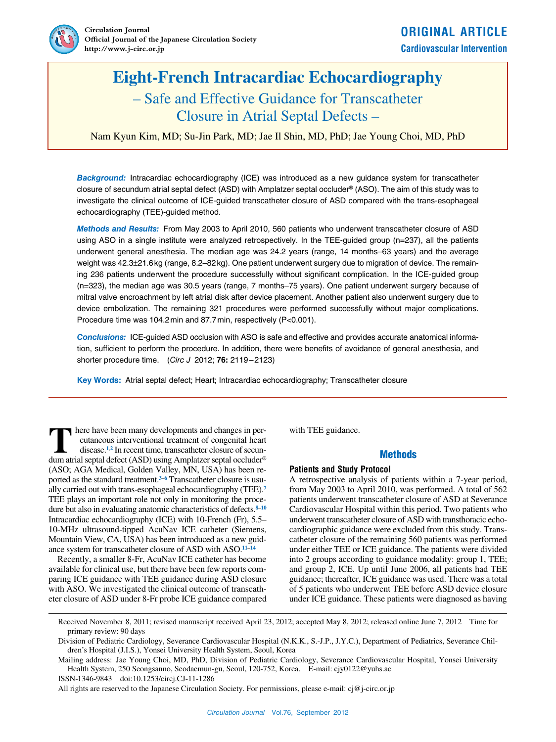ORIGINAL ARTICLE

Cardiovascular Intervention

# Eight-French Intracardiac Echocardiography

## – Safe and Effective Guidance for Transcatheter Closure in Atrial Septal Defects –

Nam Kyun Kim, MD; Su-Jin Park, MD; Jae Il Shin, MD, PhD; Jae Young Choi, MD, PhD

***Background:*** Intracardiac echocardiography (ICE) was introduced as a new guidance system for transcatheter closure of secundum atrial septal defect (ASD) with Amplatzer septal occluder® (ASO). The aim of this study was to investigate the clinical outcome of ICE-guided transcatheter closure of ASD compared with the trans-esophageal echocardiography (TEE)-guided method.

***Methods and Results:*** From May 2003 to April 2010, 560 patients who underwent transcatheter closure of ASD using ASO in a single institute were analyzed retrospectively. In the TEE-guided group (n=237), all the patients underwent general anesthesia. The median age was 24.2 years (range, 14 months–63 years) and the average weight was 42.3±21.6kg (range, 8.2–82kg). One patient underwent surgery due to migration of device. The remaining 236 patients underwent the procedure successfully without significant complication. In the ICE-guided group (n=323), the median age was 30.5 years (range, 7 months–75 years). One patient underwent surgery because of mitral valve encroachment by left atrial disk after device placement. Another patient also underwent surgery due to device embolization. The remaining 321 procedures were performed successfully without major complications. Procedure time was 104.2min and 87.7min, respectively (P<0.001).

***Conclusions:*** ICE-guided ASD occlusion with ASO is safe and effective and provides accurate anatomical information, sufficient to perform the procedure. In addition, there were benefits of avoidance of general anesthesia, and shorter procedure time. (*Circ J* 2012; **76:** 2119–2123)

**Key Words:** Atrial septal defect; Heart; Intracardiac echocardiography; Transcatheter closure

There have been many developments and changes in percutaneous interventional treatment of congenital heart disease.[1,2] In recent time, transcatheter closure of secundum atrial septal defect (ASD) using Amplatzer septal occluder® (ASO; AGA Medical, Golden Valley, MN, USA) has been reported as the standard treatment.[3–6] Transcatheter closure is usually carried out with trans-esophageal echocardiography (TEE).[7] TEE plays an important role not only in monitoring the procedure but also in evaluating anatomic characteristics of defects.[8–10] Intracardiac echocardiography (ICE) with 10-French (Fr), 5.5–10-MHz ultrasound-tipped AcuNav ICE catheter (Siemens, Mountain View, CA, USA) has been introduced as a new guidance system for transcatheter closure of ASD with ASO.[11–14]

Recently, a smaller 8-Fr, AcuNav ICE catheter has become available for clinical use, but there have been few reports comparing ICE guidance with TEE guidance during ASD closure with ASO. We investigated the clinical outcome of transcatheter closure of ASD under 8-Fr probe ICE guidance compared with TEE guidance.

## Methods

### Patients and Study Protocol

A retrospective analysis of patients within a 7-year period, from May 2003 to April 2010, was performed. A total of 562 patients underwent transcatheter closure of ASD at Severance Cardiovascular Hospital within this period. Two patients who underwent transcatheter closure of ASD with transthoracic echocardiographic guidance were excluded from this study. Transcatheter closure of the remaining 560 patients was performed under either TEE or ICE guidance. The patients were divided into 2 groups according to guidance modality: group 1, TEE; and group 2, ICE. Up until June 2006, all patients had TEE guidance; thereafter, ICE guidance was used. There was a total of 5 patients who underwent TEE before ASD device closure under ICE guidance. These patients were diagnosed as having

Received November 8, 2011; revised manuscript received April 23, 2012; accepted May 8, 2012; released online June 7, 2012 Time for primary review: 90 days

Division of Pediatric Cardiology, Severance Cardiovascular Hospital (N.K.K., S.-J.P., J.Y.C.), Department of Pediatrics, Severance Children's Hospital (J.I.S.), Yonsei University Health System, Seoul, Korea

Mailing address: Jae Young Choi, MD, PhD, Division of Pediatric Cardiology, Severance Cardiovascular Hospital, Yonsei University Health System, 250 Seongsanno, Seodaemun-gu, Seoul, 120-752, Korea. E-mail: cjy0122@yuhs.ac

ISSN-1346-9843 doi:10.1253/circj.CJ-11-1286

All rights are reserved to the Japanese Circulation Society. For permissions, please e-mail: cj@j-circ.or.jp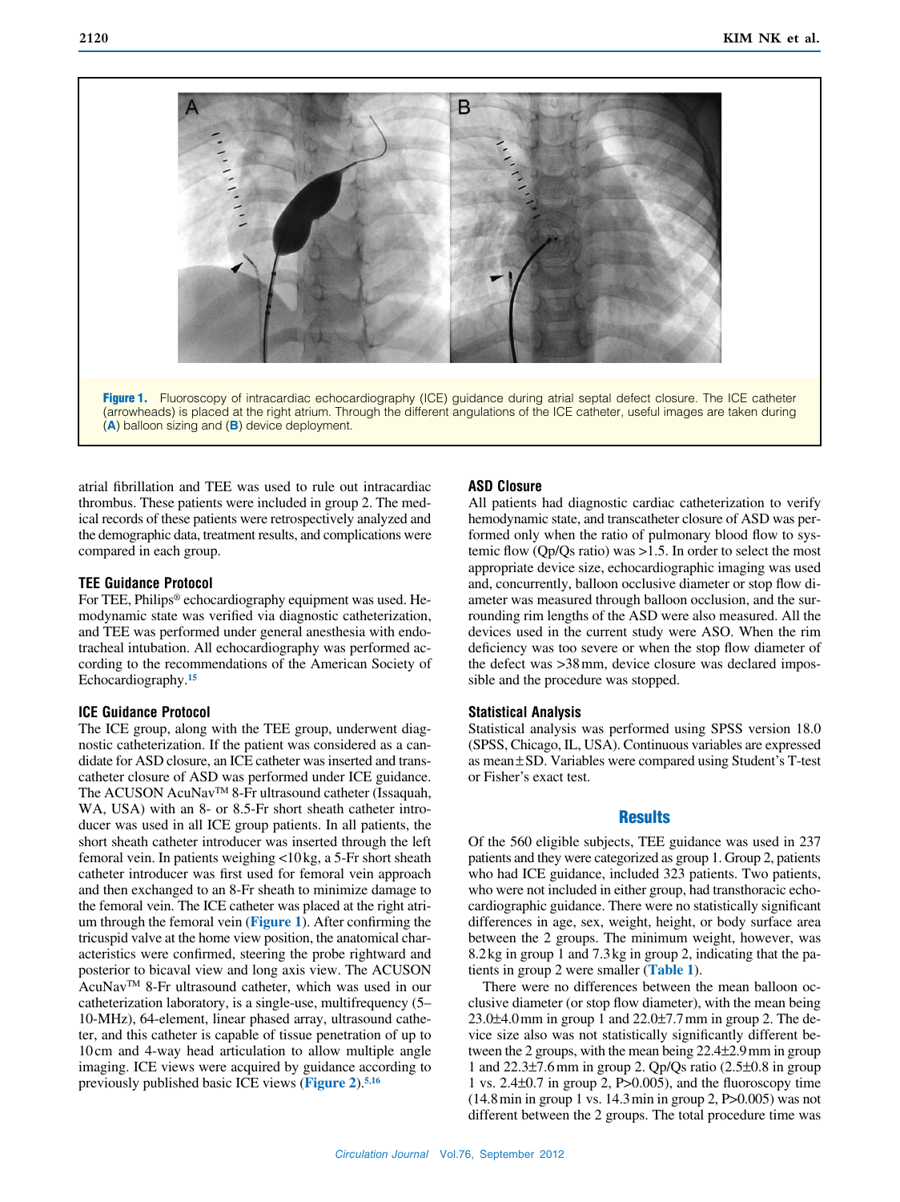Figure 1. Fluoroscopy of intracardiac echocardiography (ICE) guidance during atrial septal defect closure. The ICE catheter (arrowheads) is placed at the right atrium. Through the different angulations of the ICE catheter, useful images are taken during (**A**) balloon sizing and (**B**) device deployment.

atrial fibrillation and TEE was used to rule out intracardiac thrombus. These patients were included in group 2. The medical records of these patients were retrospectively analyzed and the demographic data, treatment results, and complications were compared in each group.

### TEE Guidance Protocol

For TEE, Philips® echocardiography equipment was used. Hemodynamic state was verified via diagnostic catheterization, and TEE was performed under general anesthesia with endotracheal intubation. All echocardiography was performed according to the recommendations of the American Society of Echocardiography.[15]

### ICE Guidance Protocol

The ICE group, along with the TEE group, underwent diagnostic catheterization. If the patient was considered as a candidate for ASD closure, an ICE catheter was inserted and transcatheter closure of ASD was performed under ICE guidance. The ACUSON AcuNav™ 8-Fr ultrasound catheter (Issaquah, WA, USA) with an 8- or 8.5-Fr short sheath catheter introducer was used in all ICE group patients. In all patients, the short sheath catheter introducer was inserted through the left femoral vein. In patients weighing <10 kg, a 5-Fr short sheath catheter introducer was first used for femoral vein approach and then exchanged to an 8-Fr sheath to minimize damage to the femoral vein. The ICE catheter was placed at the right atrium through the femoral vein (**Figure 1**). After confirming the tricuspid valve at the home view position, the anatomical characteristics were confirmed, steering the probe rightward and posterior to bicaval view and long axis view. The ACUSON AcuNav™ 8-Fr ultrasound catheter, which was used in our catheterization laboratory, is a single-use, multifrequency (5–10-MHz), 64-element, linear phased array, ultrasound catheter, and this catheter is capable of tissue penetration of up to 10 cm and 4-way head articulation to allow multiple angle imaging. ICE views were acquired by guidance according to previously published basic ICE views (**Figure 2**).[5,16]

### ASD Closure

All patients had diagnostic cardiac catheterization to verify hemodynamic state, and transcatheter closure of ASD was performed only when the ratio of pulmonary blood flow to systemic flow (Qp/Qs ratio) was >1.5. In order to select the most appropriate device size, echocardiographic imaging was used and, concurrently, balloon occlusive diameter or stop flow diameter was measured through balloon occlusion, and the surrounding rim lengths of the ASD were also measured. All the devices used in the current study were ASO. When the rim deficiency was too severe or when the stop flow diameter of the defect was >38 mm, device closure was declared impossible and the procedure was stopped.

### Statistical Analysis

Statistical analysis was performed using SPSS version 18.0 (SPSS, Chicago, IL, USA). Continuous variables are expressed as mean ± SD. Variables were compared using Student's T-test or Fisher's exact test.

## Results

Of the 560 eligible subjects, TEE guidance was used in 237 patients and they were categorized as group 1. Group 2, patients who had ICE guidance, included 323 patients. Two patients, who were not included in either group, had transthoracic echocardiographic guidance. There were no statistically significant differences in age, sex, weight, height, or body surface area between the 2 groups. The minimum weight, however, was 8.2 kg in group 1 and 7.3 kg in group 2, indicating that the patients in group 2 were smaller (**Table 1**).

There were no differences between the mean balloon occlusive diameter (or stop flow diameter), with the mean being 23.0±4.0 mm in group 1 and 22.0±7.7 mm in group 2. The device size also was not statistically significantly different between the 2 groups, with the mean being 22.4±2.9 mm in group 1 and 22.3±7.6 mm in group 2. Qp/Qs ratio (2.5±0.8 in group 1 vs. 2.4±0.7 in group 2, $P>0.005$), and the fluoroscopy time (14.8 min in group 1 vs. 14.3 min in group 2, $P>0.005$) was not different between the 2 groups. The total procedure time was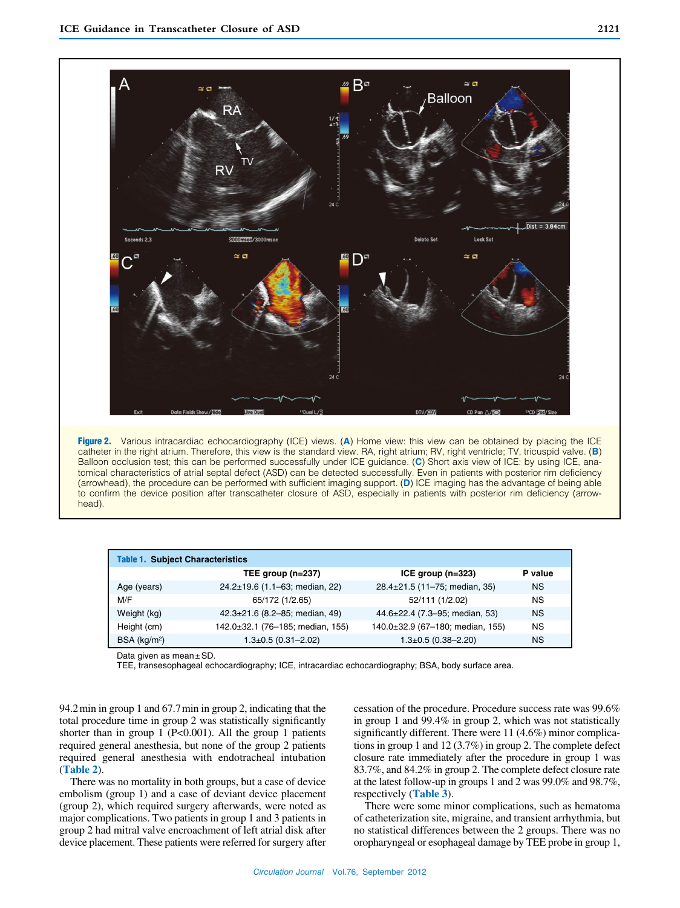**Figure 2.** Various intracardiac echocardiography (ICE) views. (**A**) Home view: this view can be obtained by placing the ICE catheter in the right atrium. Therefore, this view is the standard view. RA, right atrium; RV, right ventricle; TV, tricuspid valve. (**B**) Balloon occlusion test; this can be performed successfully under ICE guidance. (**C**) Short axis view of ICE: by using ICE, anatomical characteristics of atrial septal defect (ASD) can be detected successfully. Even in patients with posterior rim deficiency (arrowhead), the procedure can be performed with sufficient imaging support. (**D**) ICE imaging has the advantage of being able to confirm the device position after transcatheter closure of ASD, especially in patients with posterior rim deficiency (arrowhead).

**Table 1. Subject Characteristics**

| | TEE group (n=237) | ICE group (n=323) | P value |
|---|---|---|---|
| Age (years) | 24.2±19.6 (1.1–63; median, 22) | 28.4±21.5 (11–75; median, 35) | NS |
| M/F | 65/172 (1/2.65) | 52/111 (1/2.02) | NS |
| Weight (kg) | 42.3±21.6 (8.2–85; median, 49) | 44.6±22.4 (7.3–95; median, 53) | NS |
| Height (cm) | 142.0±32.1 (76–185; median, 155) | 140.0±32.9 (67–180; median, 155) | NS |
| BSA (kg/m²) | 1.3±0.5 (0.31–2.02) | 1.3±0.5 (0.38–2.20) | NS |

Data given as mean ± SD.
TEE, transesophageal echocardiography; ICE, intracardiac echocardiography; BSA, body surface area.

94.2 min in group 1 and 67.7 min in group 2, indicating that the total procedure time in group 2 was statistically significantly shorter than in group 1 (P<0.001). All the group 1 patients required general anesthesia, but none of the group 2 patients required general anesthesia with endotracheal intubation (**Table 2**).

There was no mortality in both groups, but a case of device embolism (group 1) and a case of deviant device placement (group 2), which required surgery afterwards, were noted as major complications. Two patients in group 1 and 3 patients in group 2 had mitral valve encroachment of left atrial disk after device placement. These patients were referred for surgery after cessation of the procedure. Procedure success rate was 99.6% in group 1 and 99.4% in group 2, which was not statistically significantly different. There were 11 (4.6%) minor complications in group 1 and 12 (3.7%) in group 2. The complete defect closure rate immediately after the procedure in group 1 was 83.7%, and 84.2% in group 2. The complete defect closure rate at the latest follow-up in groups 1 and 2 was 99.0% and 98.7%, respectively (**Table 3**).

There were some minor complications, such as hematoma of catheterization site, migraine, and transient arrhythmia, but no statistical differences between the 2 groups. There was no oropharyngeal or esophageal damage by TEE probe in group 1,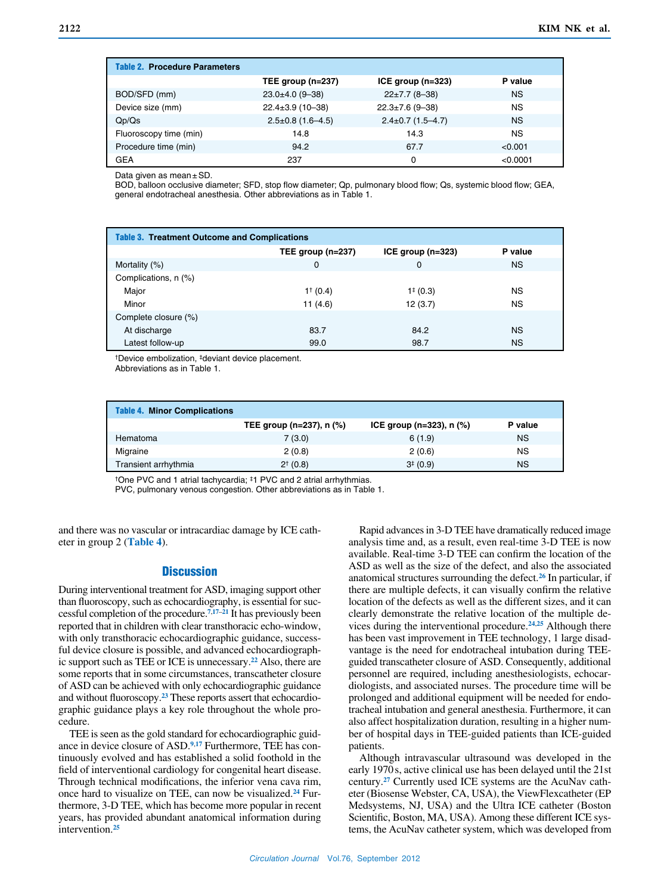**Table 2. Procedure Parameters**

| | TEE group (n=237) | ICE group (n=323) | P value |
|---|---|---|---|
| BOD/SFD (mm) | 23.0±4.0 (9–38) | 22±7.7 (8–38) | NS |
| Device size (mm) | 22.4±3.9 (10–38) | 22.3±7.6 (9–38) | NS |
| Qp/Qs | 2.5±0.8 (1.6–4.5) | 2.4±0.7 (1.5–4.7) | NS |
| Fluoroscopy time (min) | 14.8 | 14.3 | NS |
| Procedure time (min) | 94.2 | 67.7 | <0.001 |
| GEA | 237 | 0 | <0.0001 |

Data given as mean ± SD.
BOD, balloon occlusive diameter; SFD, stop flow diameter; Qp, pulmonary blood flow; Qs, systemic blood flow; GEA, general endotracheal anesthesia. Other abbreviations as in Table 1.

**Table 3. Treatment Outcome and Complications**

| | TEE group (n=237) | ICE group (n=323) | P value |
|---|---|---|---|
| Mortality (%) | 0 | 0 | NS |
| Complications, n (%) | | | |
| Major | 1† (0.4) | 1‡ (0.3) | NS |
| Minor | 11 (4.6) | 12 (3.7) | NS |
| Complete closure (%) | | | |
| At discharge | 83.7 | 84.2 | NS |
| Latest follow-up | 99.0 | 98.7 | NS |

†Device embolization, ‡deviant device placement.
Abbreviations as in Table 1.

**Table 4. Minor Complications**

| | TEE group (n=237), n (%) | ICE group (n=323), n (%) | P value |
|---|---|---|---|
| Hematoma | 7 (3.0) | 6 (1.9) | NS |
| Migraine | 2 (0.8) | 2 (0.6) | NS |
| Transient arrhythmia | 2† (0.8) | 3‡ (0.9) | NS |

†One PVC and 1 atrial tachycardia; ‡1 PVC and 2 atrial arrhythmias.
PVC, pulmonary venous congestion. Other abbreviations as in Table 1.

and there was no vascular or intracardiac damage by ICE catheter in group 2 (**Table 4**).

## Discussion

During interventional treatment for ASD, imaging support other than fluoroscopy, such as echocardiography, is essential for successful completion of the procedure.[7,17–21] It has previously been reported that in children with clear transthoracic echo-window, with only transthoracic echocardiographic guidance, successful device closure is possible, and advanced echocardiographic support such as TEE or ICE is unnecessary.[22] Also, there are some reports that in some circumstances, transcatheter closure of ASD can be achieved with only echocardiographic guidance and without fluoroscopy.[23] These reports assert that echocardiographic guidance plays a key role throughout the whole procedure.

TEE is seen as the gold standard for echocardiographic guidance in device closure of ASD.[9,17] Furthermore, TEE has continuously evolved and has established a solid foothold in the field of interventional cardiology for congenital heart disease. Through technical modifications, the inferior vena cava rim, once hard to visualize on TEE, can now be visualized.[24] Furthermore, 3-D TEE, which has become more popular in recent years, has provided abundant anatomical information during intervention.[25]

Rapid advances in 3-D TEE have dramatically reduced image analysis time and, as a result, even real-time 3-D TEE is now available. Real-time 3-D TEE can confirm the location of the ASD as well as the size of the defect, and also the associated anatomical structures surrounding the defect.[26] In particular, if there are multiple defects, it can visually confirm the relative location of the defects as well as the different sizes, and it can clearly demonstrate the relative location of the multiple devices during the interventional procedure.[24,25] Although there has been vast improvement in TEE technology, 1 large disadvantage is the need for endotracheal intubation during TEE-guided transcatheter closure of ASD. Consequently, additional personnel are required, including anesthesiologists, echocardiologists, and associated nurses. The procedure time will be prolonged and additional equipment will be needed for endotracheal intubation and general anesthesia. Furthermore, it can also affect hospitalization duration, resulting in a higher number of hospital days in TEE-guided patients than ICE-guided patients.

Although intravascular ultrasound was developed in the early 1970s, active clinical use has been delayed until the 21st century.[27] Currently used ICE systems are the AcuNav catheter (Biosense Webster, CA, USA), the ViewFlexcatheter (EP Medsystems, NJ, USA) and the Ultra ICE catheter (Boston Scientific, Boston, MA, USA). Among these different ICE systems, the AcuNav catheter system, which was developed from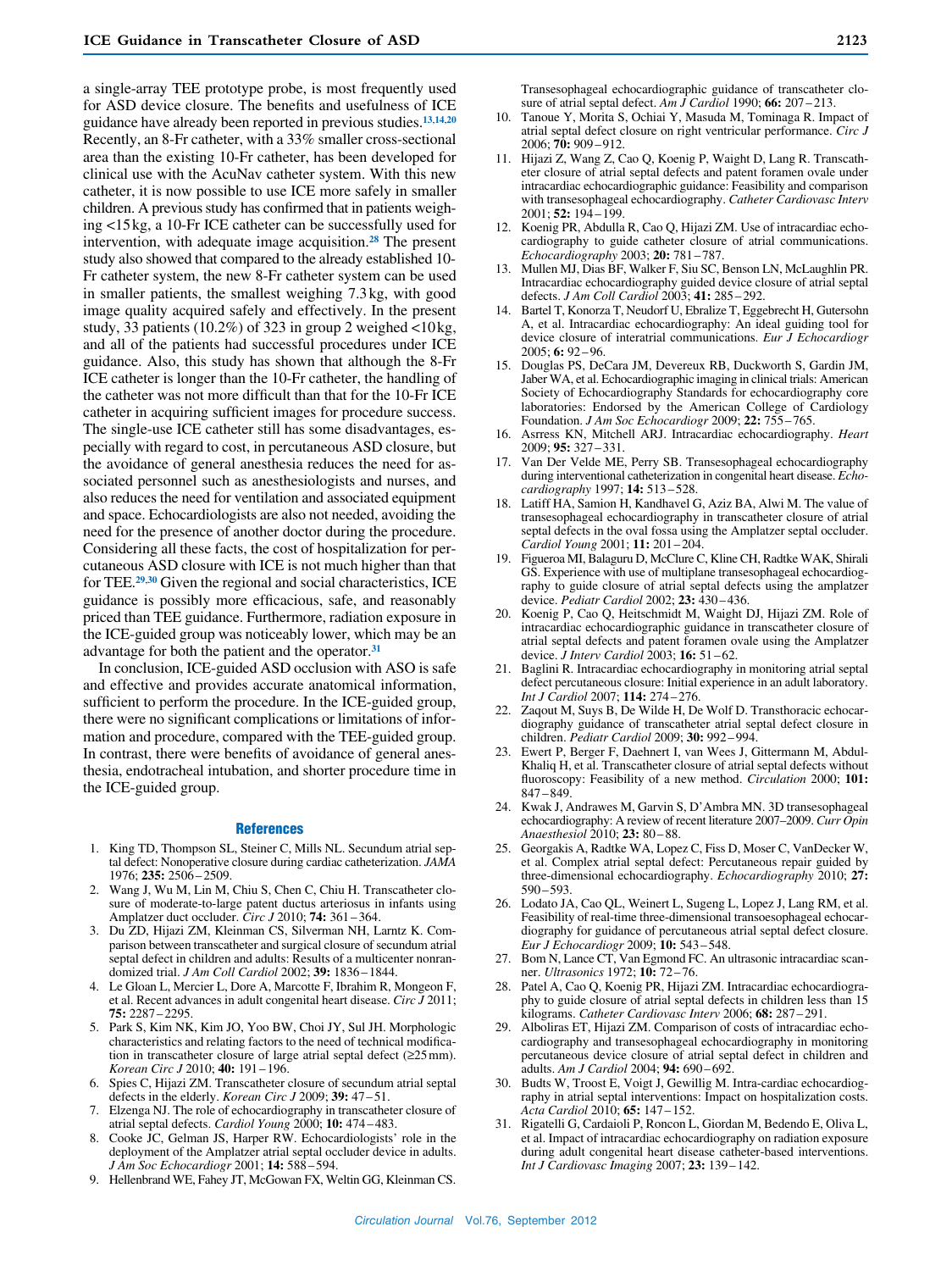a single-array TEE prototype probe, is most frequently used for ASD device closure. The benefits and usefulness of ICE guidance have already been reported in previous studies.[13,14,20] Recently, an 8-Fr catheter, with a 33% smaller cross-sectional area than the existing 10-Fr catheter, has been developed for clinical use with the AcuNav catheter system. With this new catheter, it is now possible to use ICE more safely in smaller children. A previous study has confirmed that in patients weighing <15 kg, a 10-Fr ICE catheter can be successfully used for intervention, with adequate image acquisition.[28] The present study also showed that compared to the already established 10-Fr catheter system, the new 8-Fr catheter system can be used in smaller patients, the smallest weighing 7.3 kg, with good image quality acquired safely and effectively. In the present study, 33 patients (10.2%) of 323 in group 2 weighed <10 kg, and all of the patients had successful procedures under ICE guidance. Also, this study has shown that although the 8-Fr ICE catheter is longer than the 10-Fr catheter, the handling of the catheter was not more difficult than that for the 10-Fr ICE catheter in acquiring sufficient images for procedure success. The single-use ICE catheter still has some disadvantages, especially with regard to cost, in percutaneous ASD closure, but the avoidance of general anesthesia reduces the need for associated personnel such as anesthesiologists and nurses, and also reduces the need for ventilation and associated equipment and space. Echocardiologists are also not needed, avoiding the need for the presence of another doctor during the procedure. Considering all these facts, the cost of hospitalization for percutaneous ASD closure with ICE is not much higher than that for TEE.[29,30] Given the regional and social characteristics, ICE guidance is possibly more efficacious, safe, and reasonably priced than TEE guidance. Furthermore, radiation exposure in the ICE-guided group was noticeably lower, which may be an advantage for both the patient and the operator.[31]

In conclusion, ICE-guided ASD occlusion with ASO is safe and effective and provides accurate anatomical information, sufficient to perform the procedure. In the ICE-guided group, there were no significant complications or limitations of information and procedure, compared with the TEE-guided group. In contrast, there were benefits of avoidance of general anesthesia, endotracheal intubation, and shorter procedure time in the ICE-guided group.

## References

1. King TD, Thompson SL, Steiner C, Mills NL. Secundum atrial septal defect: Nonoperative closure during cardiac catheterization. *JAMA* 1976; **235:** 2506–2509.
2. Wang J, Wu M, Lin M, Chiu S, Chen C, Chiu H. Transcatheter closure of moderate-to-large patent ductus arteriosus in infants using Amplatzer duct occluder. *Circ J* 2010; **74:** 361–364.
3. Du ZD, Hijazi ZM, Kleinman CS, Silverman NH, Larntz K. Comparison between transcatheter and surgical closure of secundum atrial septal defect in children and adults: Results of a multicenter nonrandomized trial. *J Am Coll Cardiol* 2002; **39:** 1836–1844.
4. Le Gloan L, Mercier L, Dore A, Marcotte F, Ibrahim R, Mongeon F, et al. Recent advances in adult congenital heart disease. *Circ J* 2011; **75:** 2287–2295.
5. Park S, Kim NK, Kim JO, Yoo BW, Choi JY, Sul JH. Morphologic characteristics and relating factors to the need of technical modification in transcatheter closure of large atrial septal defect (≥25 mm). *Korean Circ J* 2010; **40:** 191–196.
6. Spies C, Hijazi ZM. Transcatheter closure of secundum atrial septal defects in the elderly. *Korean Circ J* 2009; **39:** 47–51.
7. Elzenga NJ. The role of echocardiography in transcatheter closure of atrial septal defects. *Cardiol Young* 2000; **10:** 474–483.
8. Cooke JC, Gelman JS, Harper RW. Echocardiologists' role in the deployment of the Amplatzer atrial septal occluder device in adults. *J Am Soc Echocardiogr* 2001; **14:** 588–594.
9. Hellenbrand WE, Fahey JT, McGowan FX, Weltin GG, Kleinman CS. Transesophageal echocardiographic guidance of transcatheter closure of atrial septal defect. *Am J Cardiol* 1990; **66:** 207–213.
10. Tanoue Y, Morita S, Ochiai Y, Masuda M, Tominaga R. Impact of atrial septal defect closure on right ventricular performance. *Circ J* 2006; **70:** 909–912.
11. Hijazi Z, Wang Z, Cao Q, Koenig P, Waight D, Lang R. Transcatheter closure of atrial septal defects and patent foramen ovale under intracardiac echocardiographic guidance: Feasibility and comparison with transesophageal echocardiography. *Catheter Cardiovasc Interv* 2001; **52:** 194–199.
12. Koenig PR, Abdulla R, Cao Q, Hijazi ZM. Use of intracardiac echocardiography to guide catheter closure of atrial communications. *Echocardiography* 2003; **20:** 781–787.
13. Mullen MJ, Dias BF, Walker F, Siu SC, Benson LN, McLaughlin PR. Intracardiac echocardiography guided device closure of atrial septal defects. *J Am Coll Cardiol* 2003; **41:** 285–292.
14. Bartel T, Konorza T, Neudorf U, Ebralize T, Eggebrecht H, Gutersohn A, et al. Intracardiac echocardiography: An ideal guiding tool for device closure of interatrial communications. *Eur J Echocardiogr* 2005; **6:** 92–96.
15. Douglas PS, DeCara JM, Devereux RB, Duckworth S, Gardin JM, Jaber WA, et al. Echocardiographic imaging in clinical trials: American Society of Echocardiography Standards for echocardiography core laboratories: Endorsed by the American College of Cardiology Foundation. *J Am Soc Echocardiogr* 2009; **22:** 755–765.
16. Asrress KN, Mitchell ARJ. Intracardiac echocardiography. *Heart* 2009; **95:** 327–331.
17. Van Der Velde ME, Perry SB. Transesophageal echocardiography during interventional catheterization in congenital heart disease. *Echocardiography* 1997; **14:** 513–528.
18. Latiff HA, Samion H, Kandhavel G, Aziz BA, Alwi M. The value of transesophageal echocardiography in transcatheter closure of atrial septal defects in the oval fossa using the Amplatzer septal occluder. *Cardiol Young* 2001; **11:** 201–204.
19. Figueroa MI, Balaguru D, McClure C, Kline CH, Radtke WAK, Shirali GS. Experience with use of multiplane transesophageal echocardiography to guide closure of atrial septal defects using the amplatzer device. *Pediatr Cardiol* 2002; **23:** 430–436.
20. Koenig P, Cao Q, Heitschmidt M, Waight DJ, Hijazi ZM. Role of intracardiac echocardiographic guidance in transcatheter closure of atrial septal defects and patent foramen ovale using the Amplatzer device. *J Interv Cardiol* 2003; **16:** 51–62.
21. Baglini R. Intracardiac echocardiography in monitoring atrial septal defect percutaneous closure: Initial experience in an adult laboratory. *Int J Cardiol* 2007; **114:** 274–276.
22. Zaqout M, Suys B, De Wilde H, De Wolf D. Transthoracic echocardiography guidance of transcatheter atrial septal defect closure in children. *Pediatr Cardiol* 2009; **30:** 992–994.
23. Ewert P, Berger F, Daehnert I, van Wees J, Gittermann M, Abdul-Khaliq H, et al. Transcatheter closure of atrial septal defects without fluoroscopy: Feasibility of a new method. *Circulation* 2000; **101:** 847–849.
24. Kwak J, Andrawes M, Garvin S, D'Ambra MN. 3D transesophageal echocardiography: A review of recent literature 2007–2009. *Curr Opin Anaesthesiol* 2010; **23:** 80–88.
25. Georgakis A, Radtke WA, Lopez C, Fiss D, Moser C, VanDecker W, et al. Complex atrial septal defect: Percutaneous repair guided by three-dimensional echocardiography. *Echocardiography* 2010; **27:** 590–593.
26. Lodato JA, Cao QL, Weinert L, Sugeng L, Lopez J, Lang RM, et al. Feasibility of real-time three-dimensional transoesophageal echocardiography for guidance of percutaneous atrial septal defect closure. *Eur J Echocardiogr* 2009; **10:** 543–548.
27. Bom N, Lance CT, Van Egmond FC. An ultrasonic intracardiac scanner. *Ultrasonics* 1972; **10:** 72–76.
28. Patel A, Cao Q, Koenig PR, Hijazi ZM. Intracardiac echocardiography to guide closure of atrial septal defects in children less than 15 kilograms. *Catheter Cardiovasc Interv* 2006; **68:** 287–291.
29. Alboliras ET, Hijazi ZM. Comparison of costs of intracardiac echocardiography and transesophageal echocardiography in monitoring percutaneous device closure of atrial septal defect in children and adults. *Am J Cardiol* 2004; **94:** 690–692.
30. Budts W, Troost E, Voigt J, Gewillig M. Intra-cardiac echocardiography in atrial septal interventions: Impact on hospitalization costs. *Acta Cardiol* 2010; **65:** 147–152.
31. Rigatelli G, Cardaioli P, Roncon L, Giordan M, Bedendo E, Oliva L, et al. Impact of intracardiac echocardiography on radiation exposure during adult congenital heart disease catheter-based interventions. *Int J Cardiovasc Imaging* 2007; **23:** 139–142.